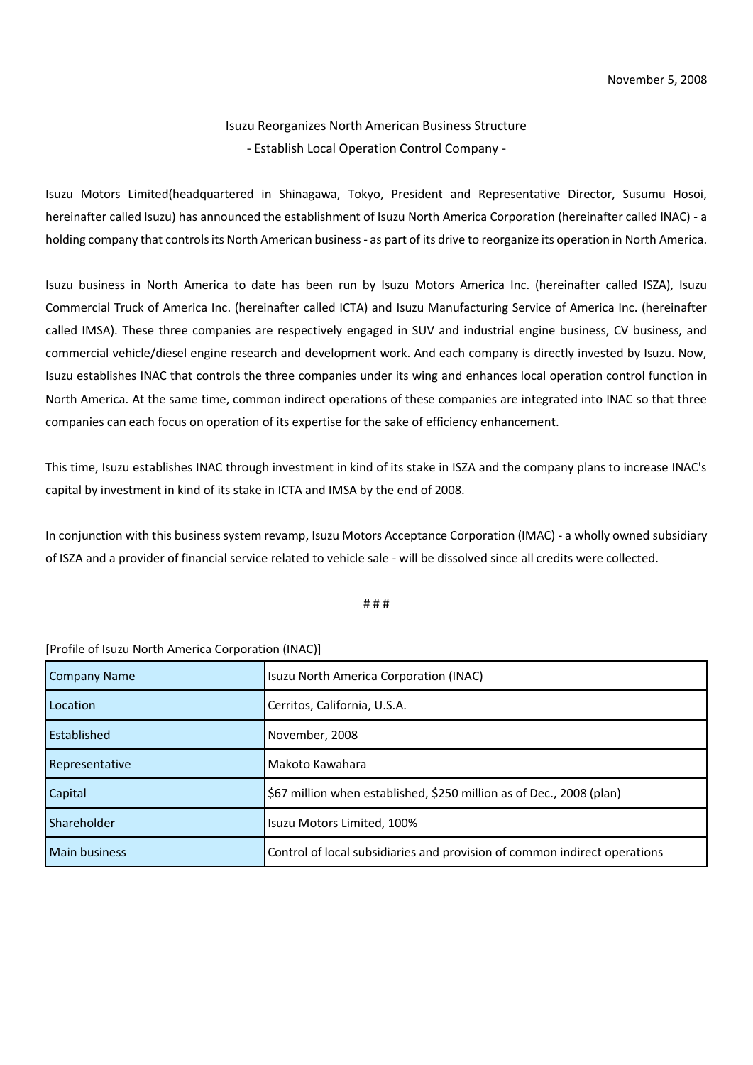November 5, 2008

# Isuzu Reorganizes North American Business Structure

## - Establish Local Operation Control Company -

Isuzu Motors Limited(headquartered in Shinagawa, Tokyo, President and Representative Director, Susumu Hosoi, hereinafter called Isuzu) has announced the establishment of Isuzu North America Corporation (hereinafter called INAC) - a holding company that controls its North American business - as part of its drive to reorganize its operation in North America.

Isuzu business in North America to date has been run by Isuzu Motors America Inc. (hereinafter called ISZA), Isuzu Commercial Truck of America Inc. (hereinafter called ICTA) and Isuzu Manufacturing Service of America Inc. (hereinafter called IMSA). These three companies are respectively engaged in SUV and industrial engine business, CV business, and commercial vehicle/diesel engine research and development work. And each company is directly invested by Isuzu. Now, Isuzu establishes INAC that controls the three companies under its wing and enhances local operation control function in North America. At the same time, common indirect operations of these companies are integrated into INAC so that three companies can each focus on operation of its expertise for the sake of efficiency enhancement.

This time, Isuzu establishes INAC through investment in kind of its stake in ISZA and the company plans to increase INAC's capital by investment in kind of its stake in ICTA and IMSA by the end of 2008.

In conjunction with this business system revamp, Isuzu Motors Acceptance Corporation (IMAC) - a wholly owned subsidiary of ISZA and a provider of financial service related to vehicle sale - will be dissolved since all credits were collected.

# # #

[Profile of Isuzu North America Corporation (INAC)]

| Company Name | Isuzu North America Corporation (INAC) |
|---|---|
| Location | Cerritos, California, U.S.A. |
| Established | November, 2008 |
| Representative | Makoto Kawahara |
| Capital | $67 million when established, $250 million as of Dec., 2008 (plan) |
| Shareholder | Isuzu Motors Limited, 100% |
| Main business | Control of local subsidiaries and provision of common indirect operations |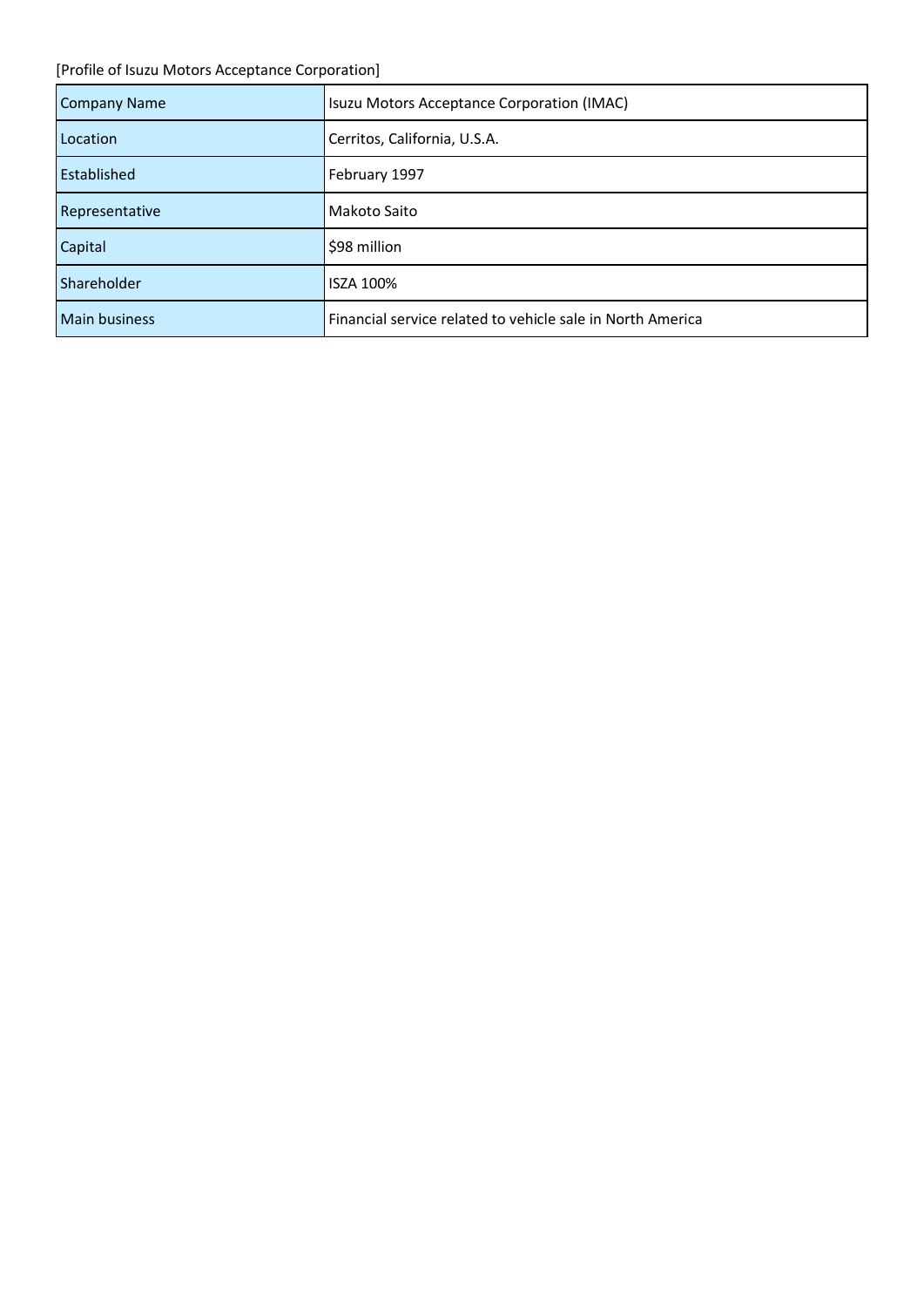[Profile of Isuzu Motors Acceptance Corporation]

| | |
|---|---|
| Company Name | Isuzu Motors Acceptance Corporation (IMAC) |
| Location | Cerritos, California, U.S.A. |
| Established | February 1997 |
| Representative | Makoto Saito |
| Capital | $98 million |
| Shareholder | ISZA 100% |
| Main business | Financial service related to vehicle sale in North America |